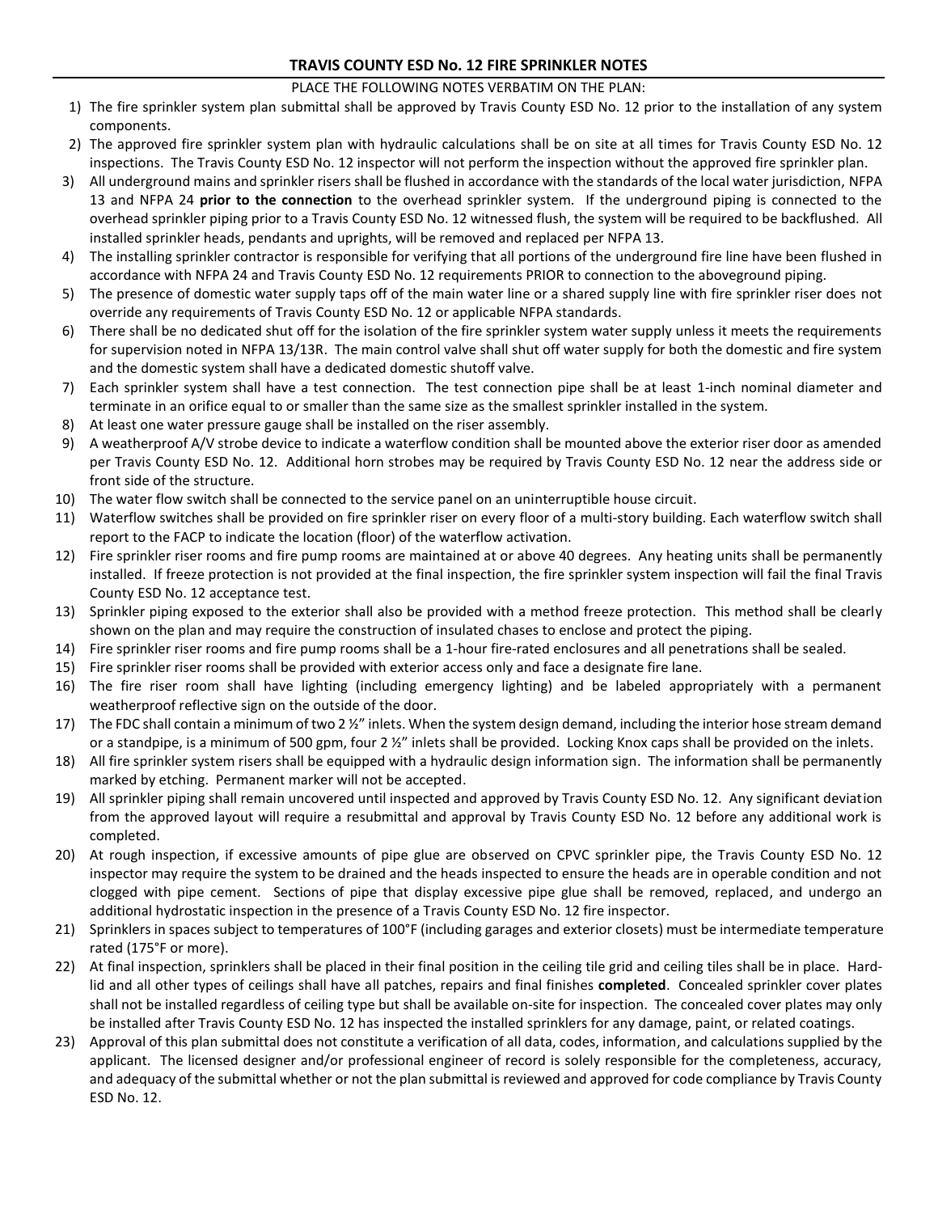# TRAVIS COUNTY ESD No. 12 FIRE SPRINKLER NOTES

PLACE THE FOLLOWING NOTES VERBATIM ON THE PLAN:

1) The fire sprinkler system plan submittal shall be approved by Travis County ESD No. 12 prior to the installation of any system components.
2) The approved fire sprinkler system plan with hydraulic calculations shall be on site at all times for Travis County ESD No. 12 inspections. The Travis County ESD No. 12 inspector will not perform the inspection without the approved fire sprinkler plan.
3) All underground mains and sprinkler risers shall be flushed in accordance with the standards of the local water jurisdiction, NFPA 13 and NFPA 24 **prior to the connection** to the overhead sprinkler system. If the underground piping is connected to the overhead sprinkler piping prior to a Travis County ESD No. 12 witnessed flush, the system will be required to be backflushed. All installed sprinkler heads, pendants and uprights, will be removed and replaced per NFPA 13.
4) The installing sprinkler contractor is responsible for verifying that all portions of the underground fire line have been flushed in accordance with NFPA 24 and Travis County ESD No. 12 requirements PRIOR to connection to the aboveground piping.
5) The presence of domestic water supply taps off of the main water line or a shared supply line with fire sprinkler riser does not override any requirements of Travis County ESD No. 12 or applicable NFPA standards.
6) There shall be no dedicated shut off for the isolation of the fire sprinkler system water supply unless it meets the requirements for supervision noted in NFPA 13/13R. The main control valve shall shut off water supply for both the domestic and fire system and the domestic system shall have a dedicated domestic shutoff valve.
7) Each sprinkler system shall have a test connection. The test connection pipe shall be at least 1-inch nominal diameter and terminate in an orifice equal to or smaller than the same size as the smallest sprinkler installed in the system.
8) At least one water pressure gauge shall be installed on the riser assembly.
9) A weatherproof A/V strobe device to indicate a waterflow condition shall be mounted above the exterior riser door as amended per Travis County ESD No. 12. Additional horn strobes may be required by Travis County ESD No. 12 near the address side or front side of the structure.
10) The water flow switch shall be connected to the service panel on an uninterruptible house circuit.
11) Waterflow switches shall be provided on fire sprinkler riser on every floor of a multi-story building. Each waterflow switch shall report to the FACP to indicate the location (floor) of the waterflow activation.
12) Fire sprinkler riser rooms and fire pump rooms are maintained at or above 40 degrees. Any heating units shall be permanently installed. If freeze protection is not provided at the final inspection, the fire sprinkler system inspection will fail the final Travis County ESD No. 12 acceptance test.
13) Sprinkler piping exposed to the exterior shall also be provided with a method freeze protection. This method shall be clearly shown on the plan and may require the construction of insulated chases to enclose and protect the piping.
14) Fire sprinkler riser rooms and fire pump rooms shall be a 1-hour fire-rated enclosures and all penetrations shall be sealed.
15) Fire sprinkler riser rooms shall be provided with exterior access only and face a designate fire lane.
16) The fire riser room shall have lighting (including emergency lighting) and be labeled appropriately with a permanent weatherproof reflective sign on the outside of the door.
17) The FDC shall contain a minimum of two 2 ½" inlets. When the system design demand, including the interior hose stream demand or a standpipe, is a minimum of 500 gpm, four 2 ½" inlets shall be provided. Locking Knox caps shall be provided on the inlets.
18) All fire sprinkler system risers shall be equipped with a hydraulic design information sign. The information shall be permanently marked by etching. Permanent marker will not be accepted.
19) All sprinkler piping shall remain uncovered until inspected and approved by Travis County ESD No. 12. Any significant deviation from the approved layout will require a resubmittal and approval by Travis County ESD No. 12 before any additional work is completed.
20) At rough inspection, if excessive amounts of pipe glue are observed on CPVC sprinkler pipe, the Travis County ESD No. 12 inspector may require the system to be drained and the heads inspected to ensure the heads are in operable condition and not clogged with pipe cement. Sections of pipe that display excessive pipe glue shall be removed, replaced, and undergo an additional hydrostatic inspection in the presence of a Travis County ESD No. 12 fire inspector.
21) Sprinklers in spaces subject to temperatures of 100°F (including garages and exterior closets) must be intermediate temperature rated (175°F or more).
22) At final inspection, sprinklers shall be placed in their final position in the ceiling tile grid and ceiling tiles shall be in place. Hard-lid and all other types of ceilings shall have all patches, repairs and final finishes **completed**. Concealed sprinkler cover plates shall not be installed regardless of ceiling type but shall be available on-site for inspection. The concealed cover plates may only be installed after Travis County ESD No. 12 has inspected the installed sprinklers for any damage, paint, or related coatings.
23) Approval of this plan submittal does not constitute a verification of all data, codes, information, and calculations supplied by the applicant. The licensed designer and/or professional engineer of record is solely responsible for the completeness, accuracy, and adequacy of the submittal whether or not the plan submittal is reviewed and approved for code compliance by Travis County ESD No. 12.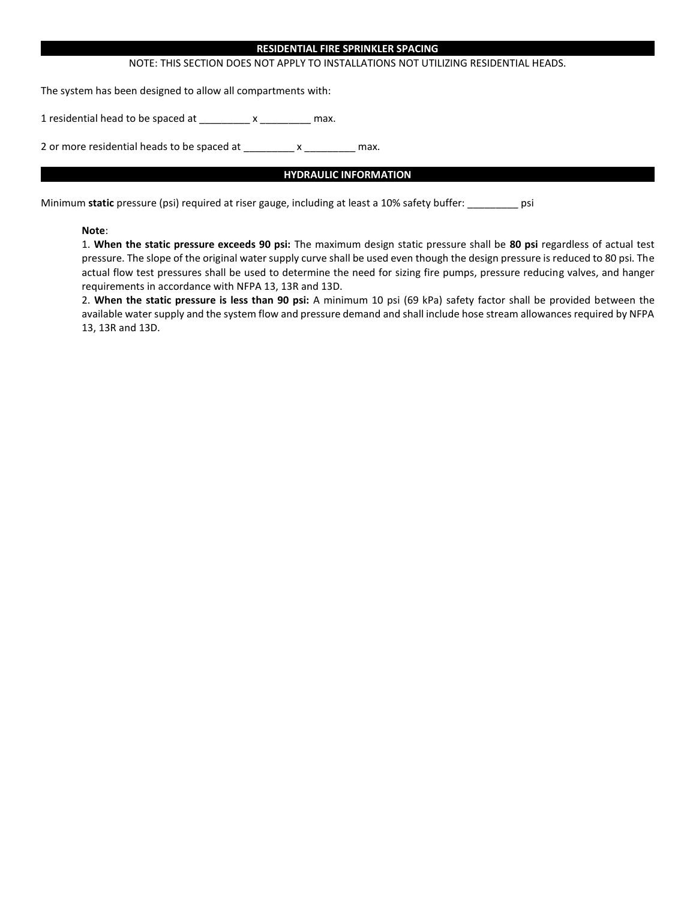## RESIDENTIAL FIRE SPRINKLER SPACING

NOTE: THIS SECTION DOES NOT APPLY TO INSTALLATIONS NOT UTILIZING RESIDENTIAL HEADS.

The system has been designed to allow all compartments with:

1 residential head to be spaced at _________ x _________ max.

2 or more residential heads to be spaced at _________ x _________ max.

## HYDRAULIC INFORMATION

Minimum **static** pressure (psi) required at riser gauge, including at least a 10% safety buffer: _________ psi

> **Note**:
>
> 1. **When the static pressure exceeds 90 psi:** The maximum design static pressure shall be **80 psi** regardless of actual test pressure. The slope of the original water supply curve shall be used even though the design pressure is reduced to 80 psi. The actual flow test pressures shall be used to determine the need for sizing fire pumps, pressure reducing valves, and hanger requirements in accordance with NFPA 13, 13R and 13D.
> 2. **When the static pressure is less than 90 psi:** A minimum 10 psi (69 kPa) safety factor shall be provided between the available water supply and the system flow and pressure demand and shall include hose stream allowances required by NFPA 13, 13R and 13D.